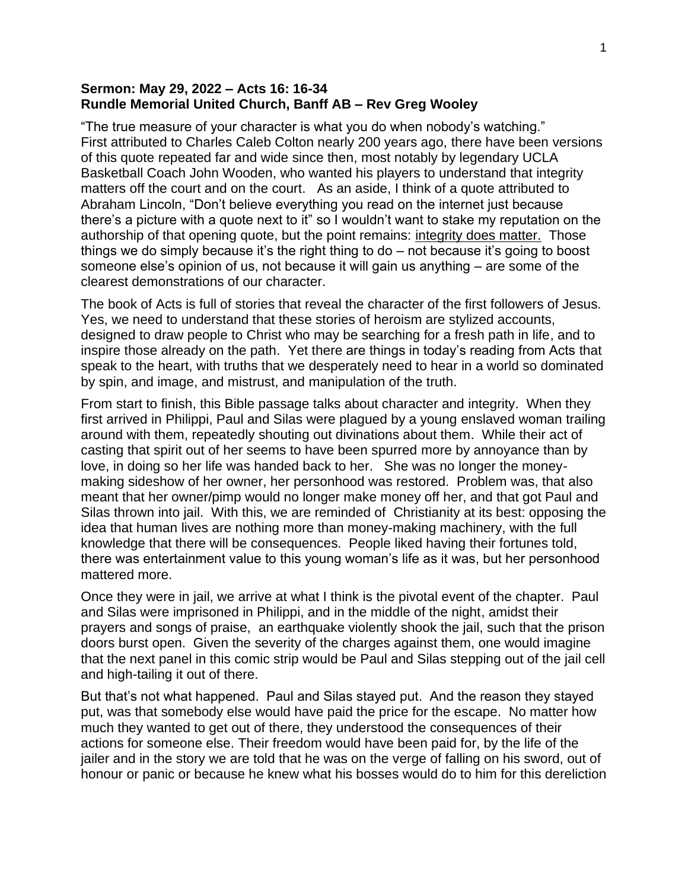**Sermon: May 29, 2022 – Acts 16: 16-34**
**Rundle Memorial United Church, Banff AB – Rev Greg Wooley**

"The true measure of your character is what you do when nobody's watching." First attributed to Charles Caleb Colton nearly 200 years ago, there have been versions of this quote repeated far and wide since then, most notably by legendary UCLA Basketball Coach John Wooden, who wanted his players to understand that integrity matters off the court and on the court. As an aside, I think of a quote attributed to Abraham Lincoln, "Don't believe everything you read on the internet just because there's a picture with a quote next to it" so I wouldn't want to stake my reputation on the authorship of that opening quote, but the point remains: <u>integrity does matter.</u> Those things we do simply because it's the right thing to do – not because it's going to boost someone else's opinion of us, not because it will gain us anything – are some of the clearest demonstrations of our character.

The book of Acts is full of stories that reveal the character of the first followers of Jesus. Yes, we need to understand that these stories of heroism are stylized accounts, designed to draw people to Christ who may be searching for a fresh path in life, and to inspire those already on the path. Yet there are things in today's reading from Acts that speak to the heart, with truths that we desperately need to hear in a world so dominated by spin, and image, and mistrust, and manipulation of the truth.

From start to finish, this Bible passage talks about character and integrity. When they first arrived in Philippi, Paul and Silas were plagued by a young enslaved woman trailing around with them, repeatedly shouting out divinations about them. While their act of casting that spirit out of her seems to have been spurred more by annoyance than by love, in doing so her life was handed back to her. She was no longer the money-making sideshow of her owner, her personhood was restored. Problem was, that also meant that her owner/pimp would no longer make money off her, and that got Paul and Silas thrown into jail. With this, we are reminded of Christianity at its best: opposing the idea that human lives are nothing more than money-making machinery, with the full knowledge that there will be consequences. People liked having their fortunes told, there was entertainment value to this young woman's life as it was, but her personhood mattered more.

Once they were in jail, we arrive at what I think is the pivotal event of the chapter. Paul and Silas were imprisoned in Philippi, and in the middle of the night, amidst their prayers and songs of praise, an earthquake violently shook the jail, such that the prison doors burst open. Given the severity of the charges against them, one would imagine that the next panel in this comic strip would be Paul and Silas stepping out of the jail cell and high-tailing it out of there.

But that's not what happened. Paul and Silas stayed put. And the reason they stayed put, was that somebody else would have paid the price for the escape. No matter how much they wanted to get out of there, they understood the consequences of their actions for someone else. Their freedom would have been paid for, by the life of the jailer and in the story we are told that he was on the verge of falling on his sword, out of honour or panic or because he knew what his bosses would do to him for this dereliction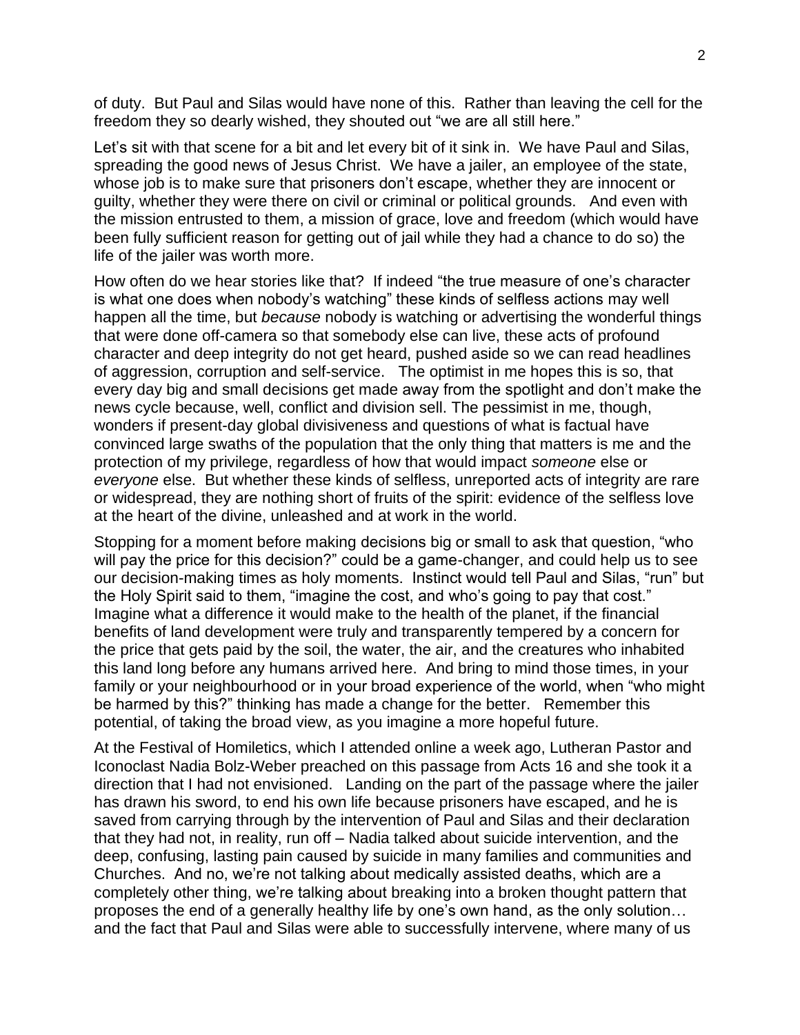of duty. But Paul and Silas would have none of this. Rather than leaving the cell for the freedom they so dearly wished, they shouted out "we are all still here."

Let's sit with that scene for a bit and let every bit of it sink in. We have Paul and Silas, spreading the good news of Jesus Christ. We have a jailer, an employee of the state, whose job is to make sure that prisoners don't escape, whether they are innocent or guilty, whether they were there on civil or criminal or political grounds. And even with the mission entrusted to them, a mission of grace, love and freedom (which would have been fully sufficient reason for getting out of jail while they had a chance to do so) the life of the jailer was worth more.

How often do we hear stories like that? If indeed "the true measure of one's character is what one does when nobody's watching" these kinds of selfless actions may well happen all the time, but *because* nobody is watching or advertising the wonderful things that were done off-camera so that somebody else can live, these acts of profound character and deep integrity do not get heard, pushed aside so we can read headlines of aggression, corruption and self-service. The optimist in me hopes this is so, that every day big and small decisions get made away from the spotlight and don't make the news cycle because, well, conflict and division sell. The pessimist in me, though, wonders if present-day global divisiveness and questions of what is factual have convinced large swaths of the population that the only thing that matters is me and the protection of my privilege, regardless of how that would impact *someone* else or *everyone* else. But whether these kinds of selfless, unreported acts of integrity are rare or widespread, they are nothing short of fruits of the spirit: evidence of the selfless love at the heart of the divine, unleashed and at work in the world.

Stopping for a moment before making decisions big or small to ask that question, "who will pay the price for this decision?" could be a game-changer, and could help us to see our decision-making times as holy moments. Instinct would tell Paul and Silas, "run" but the Holy Spirit said to them, "imagine the cost, and who's going to pay that cost." Imagine what a difference it would make to the health of the planet, if the financial benefits of land development were truly and transparently tempered by a concern for the price that gets paid by the soil, the water, the air, and the creatures who inhabited this land long before any humans arrived here. And bring to mind those times, in your family or your neighbourhood or in your broad experience of the world, when "who might be harmed by this?" thinking has made a change for the better. Remember this potential, of taking the broad view, as you imagine a more hopeful future.

At the Festival of Homiletics, which I attended online a week ago, Lutheran Pastor and Iconoclast Nadia Bolz-Weber preached on this passage from Acts 16 and she took it a direction that I had not envisioned. Landing on the part of the passage where the jailer has drawn his sword, to end his own life because prisoners have escaped, and he is saved from carrying through by the intervention of Paul and Silas and their declaration that they had not, in reality, run off – Nadia talked about suicide intervention, and the deep, confusing, lasting pain caused by suicide in many families and communities and Churches. And no, we're not talking about medically assisted deaths, which are a completely other thing, we're talking about breaking into a broken thought pattern that proposes the end of a generally healthy life by one's own hand, as the only solution… and the fact that Paul and Silas were able to successfully intervene, where many of us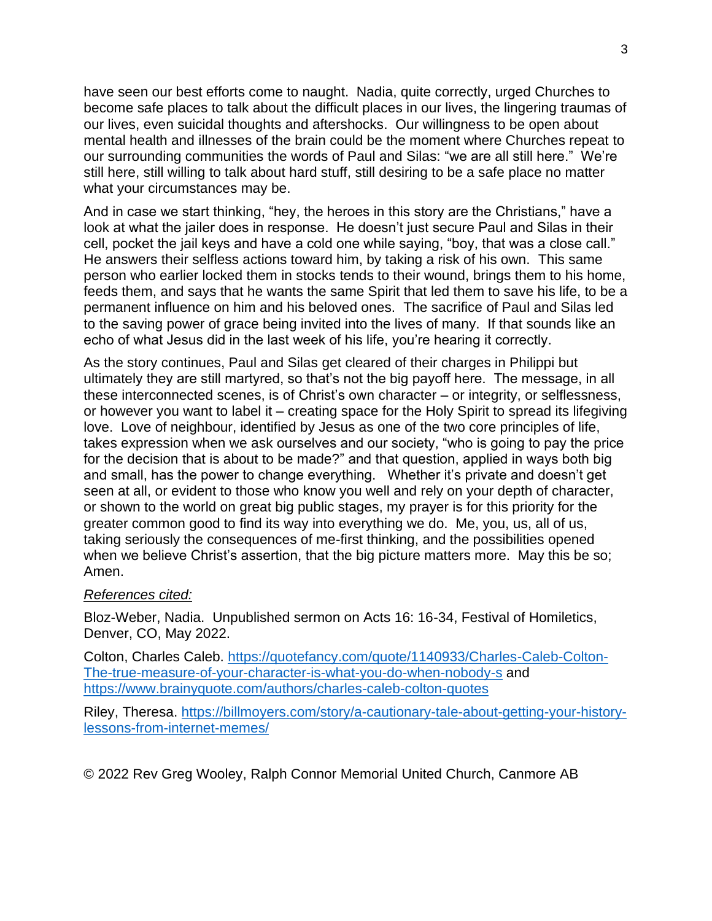have seen our best efforts come to naught. Nadia, quite correctly, urged Churches to become safe places to talk about the difficult places in our lives, the lingering traumas of our lives, even suicidal thoughts and aftershocks. Our willingness to be open about mental health and illnesses of the brain could be the moment where Churches repeat to our surrounding communities the words of Paul and Silas: "we are all still here." We're still here, still willing to talk about hard stuff, still desiring to be a safe place no matter what your circumstances may be.

And in case we start thinking, "hey, the heroes in this story are the Christians," have a look at what the jailer does in response. He doesn't just secure Paul and Silas in their cell, pocket the jail keys and have a cold one while saying, "boy, that was a close call." He answers their selfless actions toward him, by taking a risk of his own. This same person who earlier locked them in stocks tends to their wound, brings them to his home, feeds them, and says that he wants the same Spirit that led them to save his life, to be a permanent influence on him and his beloved ones. The sacrifice of Paul and Silas led to the saving power of grace being invited into the lives of many. If that sounds like an echo of what Jesus did in the last week of his life, you're hearing it correctly.

As the story continues, Paul and Silas get cleared of their charges in Philippi but ultimately they are still martyred, so that's not the big payoff here. The message, in all these interconnected scenes, is of Christ's own character – or integrity, or selflessness, or however you want to label it – creating space for the Holy Spirit to spread its lifegiving love. Love of neighbour, identified by Jesus as one of the two core principles of life, takes expression when we ask ourselves and our society, "who is going to pay the price for the decision that is about to be made?" and that question, applied in ways both big and small, has the power to change everything. Whether it's private and doesn't get seen at all, or evident to those who know you well and rely on your depth of character, or shown to the world on great big public stages, my prayer is for this priority for the greater common good to find its way into everything we do. Me, you, us, all of us, taking seriously the consequences of me-first thinking, and the possibilities opened when we believe Christ's assertion, that the big picture matters more. May this be so; Amen.

*References cited:*

Bloz-Weber, Nadia. Unpublished sermon on Acts 16: 16-34, Festival of Homiletics, Denver, CO, May 2022.

Colton, Charles Caleb. https://quotefancy.com/quote/1140933/Charles-Caleb-Colton-The-true-measure-of-your-character-is-what-you-do-when-nobody-s and https://www.brainyquote.com/authors/charles-caleb-colton-quotes

Riley, Theresa. https://billmoyers.com/story/a-cautionary-tale-about-getting-your-history-lessons-from-internet-memes/

© 2022 Rev Greg Wooley, Ralph Connor Memorial United Church, Canmore AB